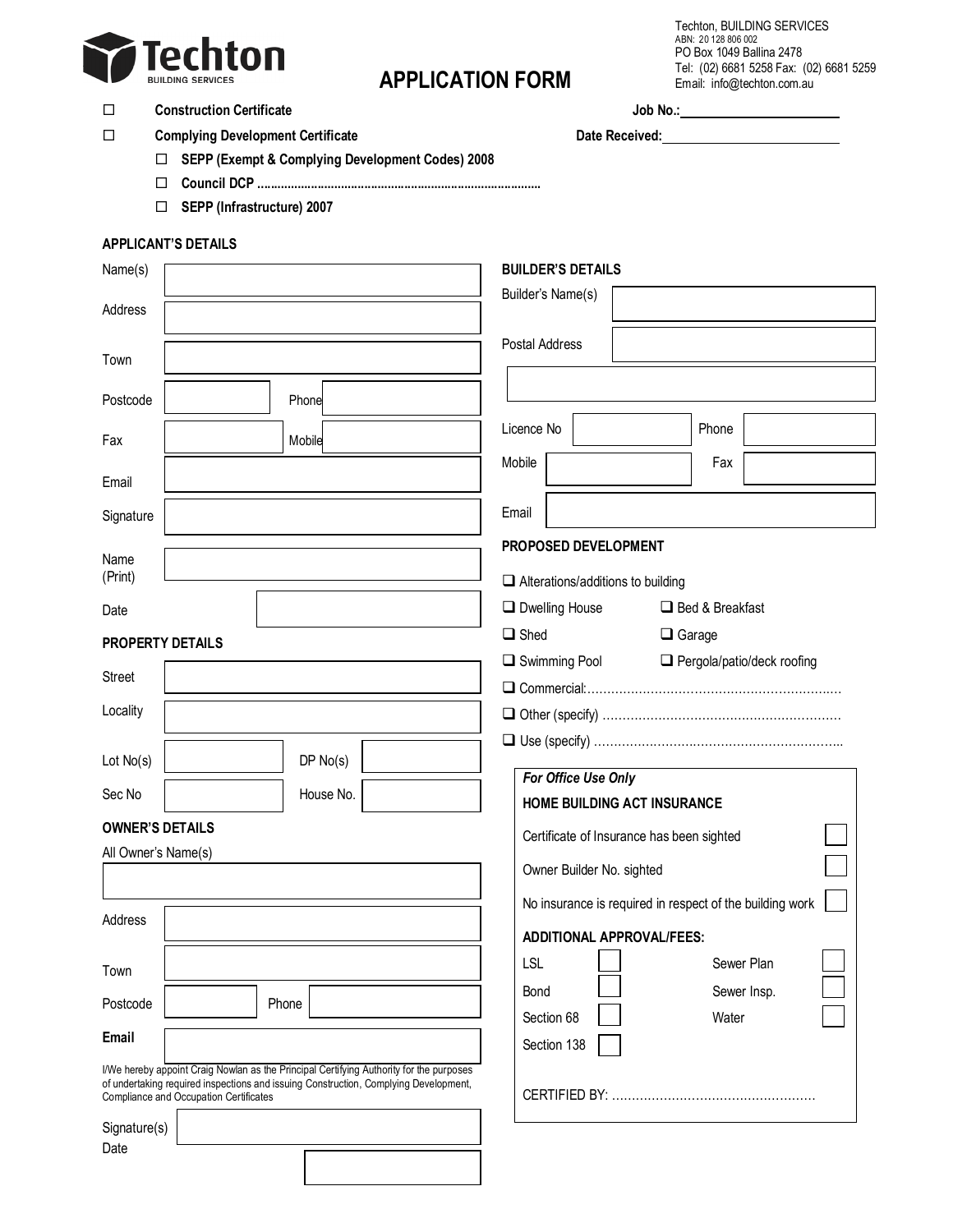Techton BUILDING SERVICES

Techton, BUILDING SERVICES
ABN: 20 128 806 002
PO Box 1049 Ballina 2478
Tel: (02) 6681 5258 Fax: (02) 6681 5259
Email: info@techton.com.au

# APPLICATION FORM

- ☐ **Construction Certificate**
- ☐ **Complying Development Certificate**
  - ☐ **SEPP (Exempt & Complying Development Codes) 2008**
  - ☐ **Council DCP ....................................................................................**
  - ☐ **SEPP (Infrastructure) 2007**

**Job No.:** ______________________

**Date Received:** ______________________

## APPLICANT'S DETAILS

| | | | |
|---|---|---|---|
| Name(s) | | | |
| Address | | | |
| Town | | | |
| Postcode | | Phone | |
| Fax | | Mobile | |
| Email | | | |
| Signature | | | |
| Name (Print) | | | |
| Date | | | |

## PROPERTY DETAILS

| | | | |
|---|---|---|---|
| Street | | | |
| Locality | | | |
| Lot No(s) | | DP No(s) | |
| Sec No | | House No. | |

## OWNER'S DETAILS

All Owner's Name(s)

| | | | |
|---|---|---|---|
| Address | | | |
| Town | | | |
| Postcode | | Phone | |
| **Email** | | | |

I/We hereby appoint Craig Nowlan as the Principal Certifying Authority for the purposes of undertaking required inspections and issuing Construction, Complying Development, Compliance and Occupation Certificates

Signature(s)

Date

## BUILDER'S DETAILS

| | | | |
|---|---|---|---|
| Builder's Name(s) | | | |
| Postal Address | | | |
| Licence No | | Phone | |
| Mobile | | Fax | |
| Email | | | |

## PROPOSED DEVELOPMENT

- ❑ Alterations/additions to building
- ❑ Dwelling House
- ❑ Bed & Breakfast
- ❑ Shed
- ❑ Garage
- ❑ Swimming Pool
- ❑ Pergola/patio/deck roofing
- ❑ Commercial:……………………………………………………….
- ❑ Other (specify) ……………………………………………………
- ❑ Use (specify) ………………………………………………………

*For Office Use Only*

**HOME BUILDING ACT INSURANCE**

- Certificate of Insurance has been sighted ☐
- Owner Builder No. sighted ☐
- No insurance is required in respect of the building work ☐

**ADDITIONAL APPROVAL/FEES:**

| | | | |
|---|---|---|---|
| LSL | ☐ | Sewer Plan | ☐ |
| Bond | ☐ | Sewer Insp. | ☐ |
| Section 68 | ☐ | Water | ☐ |
| Section 138 | ☐ | | |

CERTIFIED BY: ……………………………………………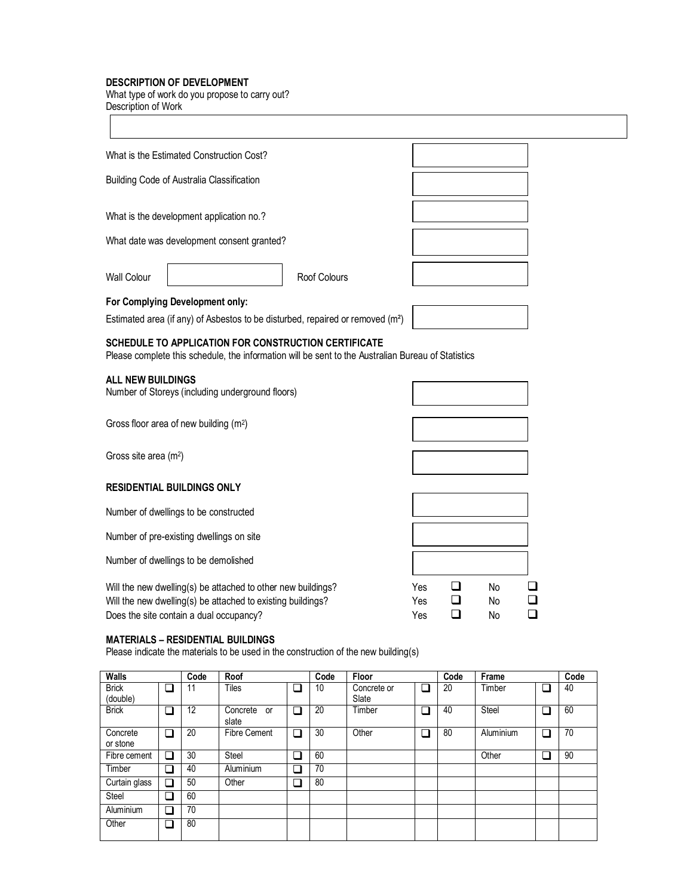**DESCRIPTION OF DEVELOPMENT**

What type of work do you propose to carry out?

Description of Work

What is the Estimated Construction Cost?

Building Code of Australia Classification

What is the development application no.?

What date was development consent granted?

Wall Colour Roof Colours

**For Complying Development only:**

Estimated area (if any) of Asbestos to be disturbed, repaired or removed (m²)

**SCHEDULE TO APPLICATION FOR CONSTRUCTION CERTIFICATE**

Please complete this schedule, the information will be sent to the Australian Bureau of Statistics

**ALL NEW BUILDINGS**

Number of Storeys (including underground floors)

Gross floor area of new building (m²)

Gross site area (m²)

**RESIDENTIAL BUILDINGS ONLY**

Number of dwellings to be constructed

Number of pre-existing dwellings on site

Number of dwellings to be demolished

Will the new dwelling(s) be attached to other new buildings? Yes ❑ No ❑

Will the new dwelling(s) be attached to existing buildings? Yes ❑ No ❑

Does the site contain a dual occupancy? Yes ❑ No ❑

**MATERIALS – RESIDENTIAL BUILDINGS**

Please indicate the materials to be used in the construction of the new building(s)

| Walls | | Code | Roof | | Code | Floor | | Code | Frame | | Code |
|---|---|---|---|---|---|---|---|---|---|---|---|
| Brick (double) | ❑ | 11 | Tiles | ❑ | 10 | Concrete or Slate | ❑ | 20 | Timber | ❑ | 40 |
| Brick | ❑ | 12 | Concrete or slate | ❑ | 20 | Timber | ❑ | 40 | Steel | ❑ | 60 |
| Concrete or stone | ❑ | 20 | Fibre Cement | ❑ | 30 | Other | ❑ | 80 | Aluminium | ❑ | 70 |
| Fibre cement | ❑ | 30 | Steel | ❑ | 60 | | | | Other | ❑ | 90 |
| Timber | ❑ | 40 | Aluminium | ❑ | 70 | | | | | | |
| Curtain glass | ❑ | 50 | Other | ❑ | 80 | | | | | | |
| Steel | ❑ | 60 | | | | | | | | | |
| Aluminium | ❑ | 70 | | | | | | | | | |
| Other | ❑ | 80 | | | | | | | | | |